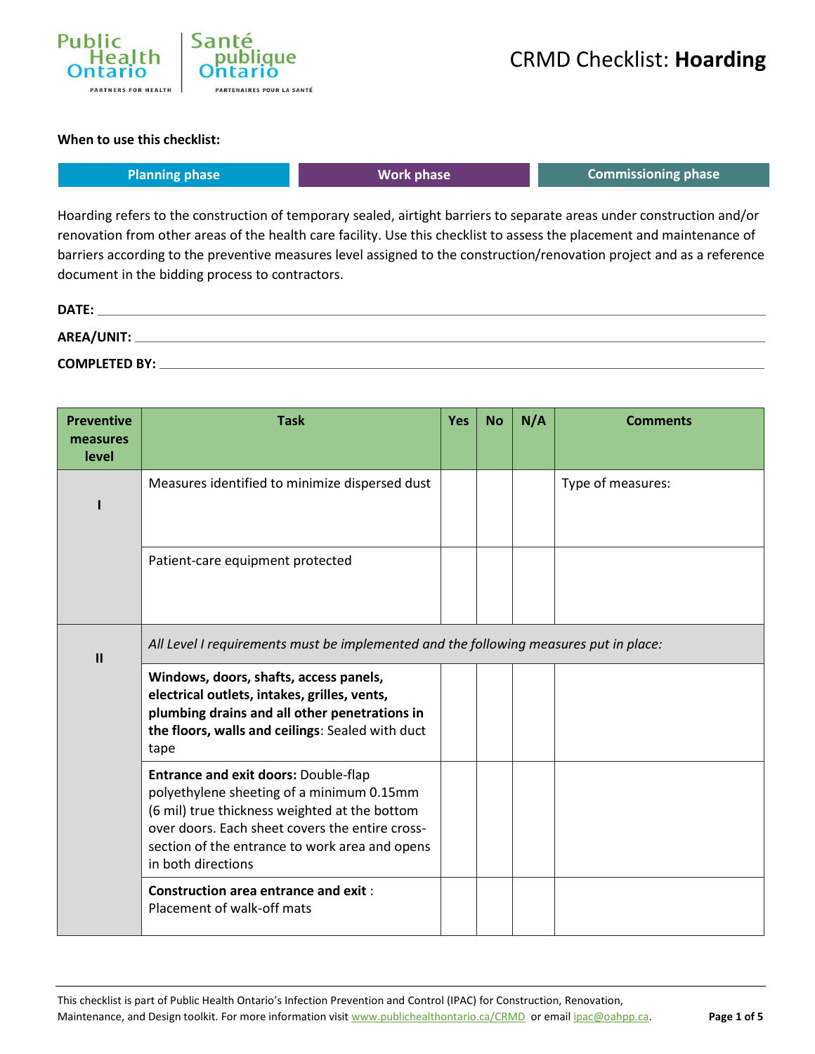# CRMD Checklist: **Hoarding**

**When to use this checklist:**

| Planning phase | Work phase | Commissioning phase |
|---|---|---|

Hoarding refers to the construction of temporary sealed, airtight barriers to separate areas under construction and/or renovation from other areas of the health care facility. Use this checklist to assess the placement and maintenance of barriers according to the preventive measures level assigned to the construction/renovation project and as a reference document in the bidding process to contractors.

**DATE:** \_\_\_\_\_\_\_\_\_\_\_\_\_\_\_\_\_\_\_\_

**AREA/UNIT:** \_\_\_\_\_\_\_\_\_\_\_\_\_\_\_\_\_\_\_\_

**COMPLETED BY:** \_\_\_\_\_\_\_\_\_\_\_\_\_\_\_\_\_\_\_\_

| Preventive measures level | Task | Yes | No | N/A | Comments |
|---|---|---|---|---|---|
| I | Measures identified to minimize dispersed dust | | | | Type of measures: |
| | Patient-care equipment protected | | | | |
| II | *All Level I requirements must be implemented and the following measures put in place:* | | | | |
| | **Windows, doors, shafts, access panels, electrical outlets, intakes, grilles, vents, plumbing drains and all other penetrations in the floors, walls and ceilings**: Sealed with duct tape | | | | |
| | **Entrance and exit doors:** Double-flap polyethylene sheeting of a minimum 0.15mm (6 mil) true thickness weighted at the bottom over doors. Each sheet covers the entire cross-section of the entrance to work area and opens in both directions | | | | |
| | **Construction area entrance and exit** : Placement of walk-off mats | | | | |

This checklist is part of Public Health Ontario's Infection Prevention and Control (IPAC) for Construction, Renovation, Maintenance, and Design toolkit. For more information visit www.publichealthontario.ca/CRMD or email ipac@oahpp.ca.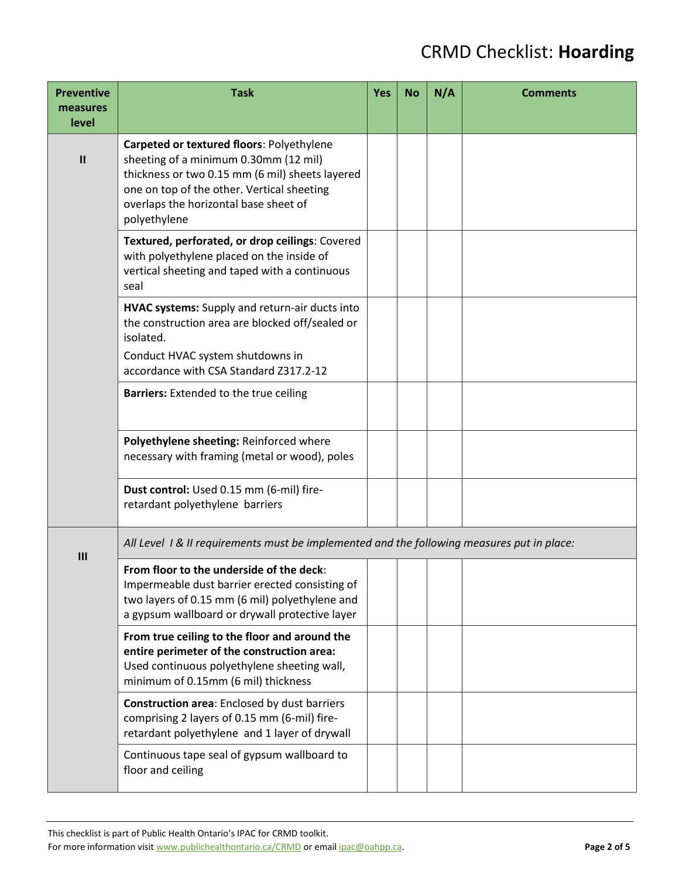# CRMD Checklist: **Hoarding**

| Preventive measures level | Task | Yes | No | N/A | Comments |
|---|---|---|---|---|---|
| II | **Carpeted or textured floors**: Polyethylene sheeting of a minimum 0.30mm (12 mil) thickness or two 0.15 mm (6 mil) sheets layered one on top of the other. Vertical sheeting overlaps the horizontal base sheet of polyethylene | | | | |
| | **Textured, perforated, or drop ceilings**: Covered with polyethylene placed on the inside of vertical sheeting and taped with a continuous seal | | | | |
| | **HVAC systems:** Supply and return-air ducts into the construction area are blocked off/sealed or isolated. Conduct HVAC system shutdowns in accordance with CSA Standard Z317.2-12 | | | | |
| | **Barriers:** Extended to the true ceiling | | | | |
| | **Polyethylene sheeting:** Reinforced where necessary with framing (metal or wood), poles | | | | |
| | **Dust control:** Used 0.15 mm (6-mil) fire-retardant polyethylene barriers | | | | |
| III | *All Level I & II requirements must be implemented and the following measures put in place:* | | | | |
| | **From floor to the underside of the deck**: Impermeable dust barrier erected consisting of two layers of 0.15 mm (6 mil) polyethylene and a gypsum wallboard or drywall protective layer | | | | |
| | **From true ceiling to the floor and around the entire perimeter of the construction area:** Used continuous polyethylene sheeting wall, minimum of 0.15mm (6 mil) thickness | | | | |
| | **Construction area**: Enclosed by dust barriers comprising 2 layers of 0.15 mm (6-mil) fire-retardant polyethylene and 1 layer of drywall | | | | |
| | Continuous tape seal of gypsum wallboard to floor and ceiling | | | | |

This checklist is part of Public Health Ontario's IPAC for CRMD toolkit.
For more information visit www.publichealthontario.ca/CRMD or email ipac@oahpp.ca.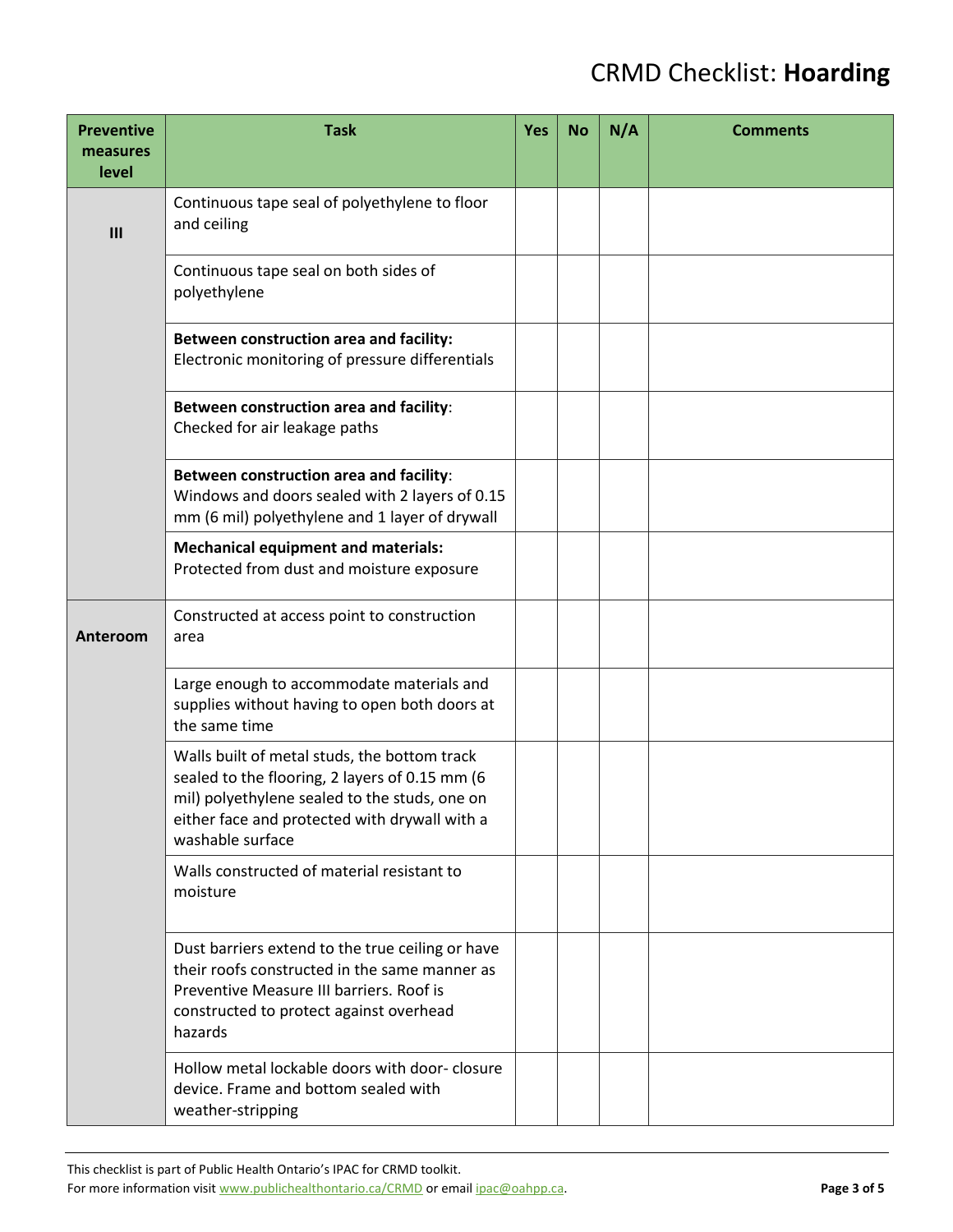# CRMD Checklist: **Hoarding**

| Preventive measures level | Task | Yes | No | N/A | Comments |
|---|---|---|---|---|---|
| III | Continuous tape seal of polyethylene to floor and ceiling | | | | |
| | Continuous tape seal on both sides of polyethylene | | | | |
| | **Between construction area and facility:** Electronic monitoring of pressure differentials | | | | |
| | **Between construction area and facility**: Checked for air leakage paths | | | | |
| | **Between construction area and facility**: Windows and doors sealed with 2 layers of 0.15 mm (6 mil) polyethylene and 1 layer of drywall | | | | |
| | **Mechanical equipment and materials:** Protected from dust and moisture exposure | | | | |
| **Anteroom** | Constructed at access point to construction area | | | | |
| | Large enough to accommodate materials and supplies without having to open both doors at the same time | | | | |
| | Walls built of metal studs, the bottom track sealed to the flooring, 2 layers of 0.15 mm (6 mil) polyethylene sealed to the studs, one on either face and protected with drywall with a washable surface | | | | |
| | Walls constructed of material resistant to moisture | | | | |
| | Dust barriers extend to the true ceiling or have their roofs constructed in the same manner as Preventive Measure III barriers. Roof is constructed to protect against overhead hazards | | | | |
| | Hollow metal lockable doors with door- closure device. Frame and bottom sealed with weather-stripping | | | | |

This checklist is part of Public Health Ontario's IPAC for CRMD toolkit.
For more information visit www.publichealthontario.ca/CRMD or email ipac@oahpp.ca.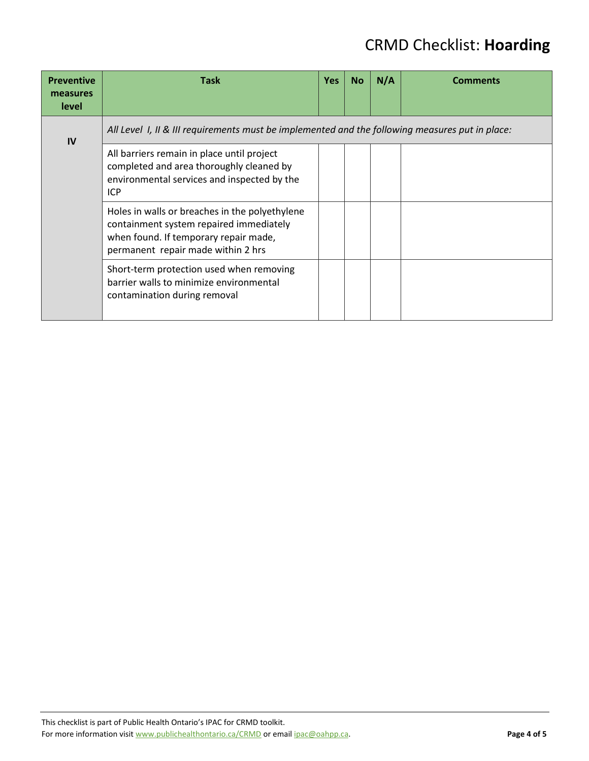# CRMD Checklist: **Hoarding**

| Preventive measures level | Task | Yes | No | N/A | Comments |
|---|---|---|---|---|---|
| IV | *All Level I, II & III requirements must be implemented and the following measures put in place:* | | | | |
| | All barriers remain in place until project completed and area thoroughly cleaned by environmental services and inspected by the ICP | | | | |
| | Holes in walls or breaches in the polyethylene containment system repaired immediately when found. If temporary repair made, permanent repair made within 2 hrs | | | | |
| | Short-term protection used when removing barrier walls to minimize environmental contamination during removal | | | | |

This checklist is part of Public Health Ontario's IPAC for CRMD toolkit.
For more information visit www.publichealthontario.ca/CRMD or email ipac@oahpp.ca.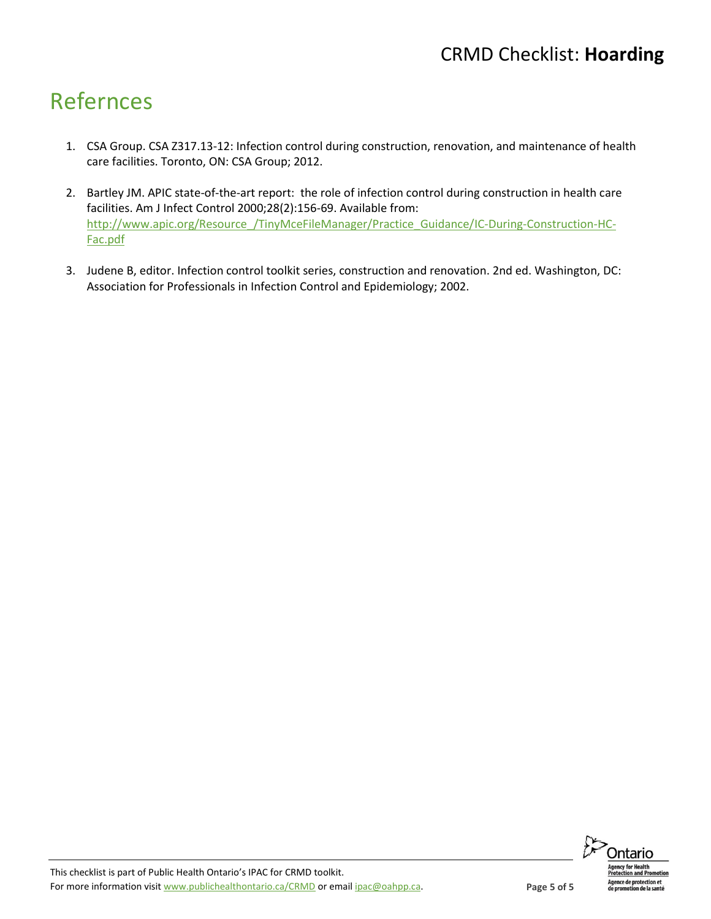# Refernces

1. CSA Group. CSA Z317.13-12: Infection control during construction, renovation, and maintenance of health care facilities. Toronto, ON: CSA Group; 2012.

2. Bartley JM. APIC state-of-the-art report: the role of infection control during construction in health care facilities. Am J Infect Control 2000;28(2):156-69. Available from: http://www.apic.org/Resource_/TinyMceFileManager/Practice_Guidance/IC-During-Construction-HC-Fac.pdf

3. Judene B, editor. Infection control toolkit series, construction and renovation. 2nd ed. Washington, DC: Association for Professionals in Infection Control and Epidemiology; 2002.